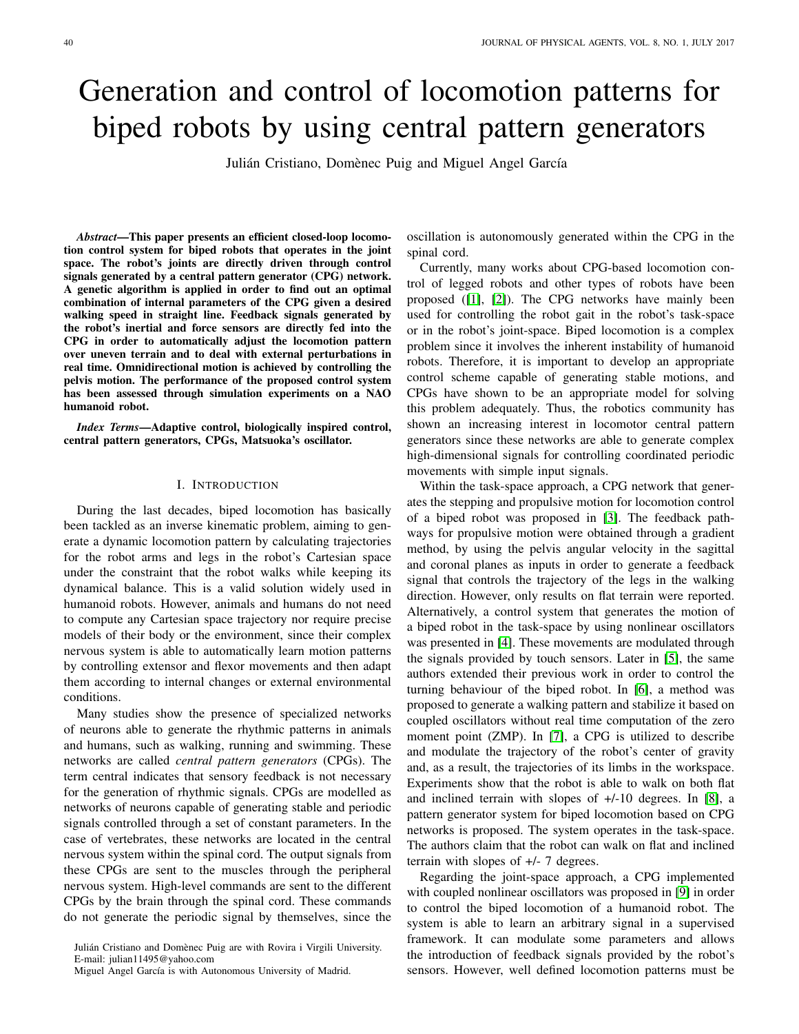# Generation and control of locomotion patterns for biped robots by using central pattern generators

Julián Cristiano, Domènec Puig and Miguel Angel García

***Abstract*—This paper presents an efficient closed-loop locomotion control system for biped robots that operates in the joint space. The robot's joints are directly driven through control signals generated by a central pattern generator (CPG) network. A genetic algorithm is applied in order to find out an optimal combination of internal parameters of the CPG given a desired walking speed in straight line. Feedback signals generated by the robot's inertial and force sensors are directly fed into the CPG in order to automatically adjust the locomotion pattern over uneven terrain and to deal with external perturbations in real time. Omnidirectional motion is achieved by controlling the pelvis motion. The performance of the proposed control system has been assessed through simulation experiments on a NAO humanoid robot.**

***Index Terms*—Adaptive control, biologically inspired control, central pattern generators, CPGs, Matsuoka's oscillator.**

## I. Introduction

During the last decades, biped locomotion has basically been tackled as an inverse kinematic problem, aiming to generate a dynamic locomotion pattern by calculating trajectories for the robot arms and legs in the robot's Cartesian space under the constraint that the robot walks while keeping its dynamical balance. This is a valid solution widely used in humanoid robots. However, animals and humans do not need to compute any Cartesian space trajectory nor require precise models of their body or the environment, since their complex nervous system is able to automatically learn motion patterns by controlling extensor and flexor movements and then adapt them according to internal changes or external environmental conditions.

Many studies show the presence of specialized networks of neurons able to generate the rhythmic patterns in animals and humans, such as walking, running and swimming. These networks are called *central pattern generators* (CPGs). The term central indicates that sensory feedback is not necessary for the generation of rhythmic signals. CPGs are modelled as networks of neurons capable of generating stable and periodic signals controlled through a set of constant parameters. In the case of vertebrates, these networks are located in the central nervous system within the spinal cord. The output signals from these CPGs are sent to the muscles through the peripheral nervous system. High-level commands are sent to the different CPGs by the brain through the spinal cord. These commands do not generate the periodic signal by themselves, since the oscillation is autonomously generated within the CPG in the spinal cord.

Currently, many works about CPG-based locomotion control of legged robots and other types of robots have been proposed ([1], [2]). The CPG networks have mainly been used for controlling the robot gait in the robot's task-space or in the robot's joint-space. Biped locomotion is a complex problem since it involves the inherent instability of humanoid robots. Therefore, it is important to develop an appropriate control scheme capable of generating stable motions, and CPGs have shown to be an appropriate model for solving this problem adequately. Thus, the robotics community has shown an increasing interest in locomotor central pattern generators since these networks are able to generate complex high-dimensional signals for controlling coordinated periodic movements with simple input signals.

Within the task-space approach, a CPG network that generates the stepping and propulsive motion for locomotion control of a biped robot was proposed in [3]. The feedback pathways for propulsive motion were obtained through a gradient method, by using the pelvis angular velocity in the sagittal and coronal planes as inputs in order to generate a feedback signal that controls the trajectory of the legs in the walking direction. However, only results on flat terrain were reported. Alternatively, a control system that generates the motion of a biped robot in the task-space by using nonlinear oscillators was presented in [4]. These movements are modulated through the signals provided by touch sensors. Later in [5], the same authors extended their previous work in order to control the turning behaviour of the biped robot. In [6], a method was proposed to generate a walking pattern and stabilize it based on coupled oscillators without real time computation of the zero moment point (ZMP). In [7], a CPG is utilized to describe and modulate the trajectory of the robot's center of gravity and, as a result, the trajectories of its limbs in the workspace. Experiments show that the robot is able to walk on both flat and inclined terrain with slopes of +/-10 degrees. In [8], a pattern generator system for biped locomotion based on CPG networks is proposed. The system operates in the task-space. The authors claim that the robot can walk on flat and inclined terrain with slopes of +/- 7 degrees.

Regarding the joint-space approach, a CPG implemented with coupled nonlinear oscillators was proposed in [9] in order to control the biped locomotion of a humanoid robot. The system is able to learn an arbitrary signal in a supervised framework. It can modulate some parameters and allows the introduction of feedback signals provided by the robot's sensors. However, well defined locomotion patterns must be

Julián Cristiano and Domènec Puig are with Rovira i Virgili University. E-mail: julian11495@yahoo.com

Miguel Angel García is with Autonomous University of Madrid.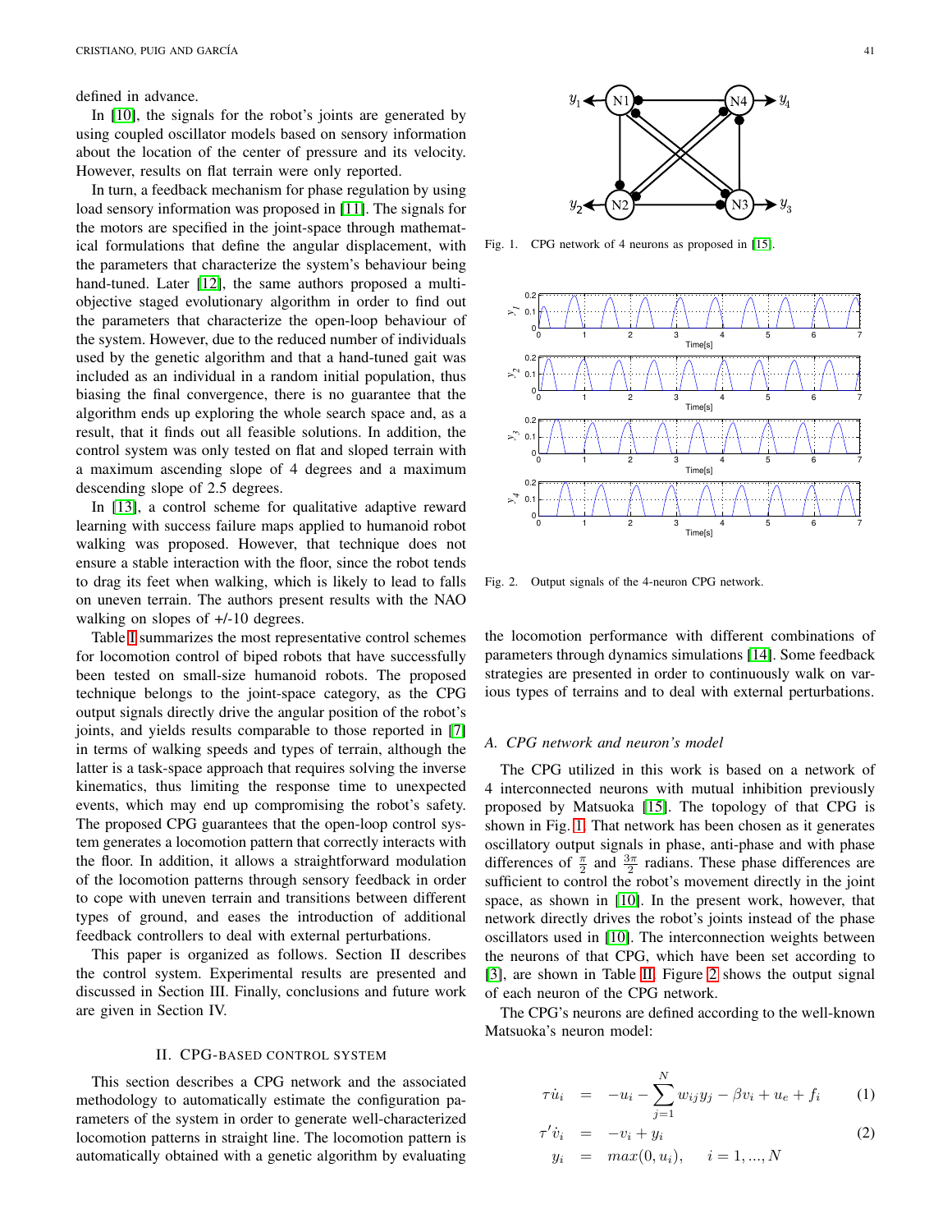defined in advance.

In [10], the signals for the robot's joints are generated by using coupled oscillator models based on sensory information about the location of the center of pressure and its velocity. However, results on flat terrain were only reported.

In turn, a feedback mechanism for phase regulation by using load sensory information was proposed in [11]. The signals for the motors are specified in the joint-space through mathematical formulations that define the angular displacement, with the parameters that characterize the system's behaviour being hand-tuned. Later [12], the same authors proposed a multi-objective staged evolutionary algorithm in order to find out the parameters that characterize the open-loop behaviour of the system. However, due to the reduced number of individuals used by the genetic algorithm and that a hand-tuned gait was included as an individual in a random initial population, thus biasing the final convergence, there is no guarantee that the algorithm ends up exploring the whole search space and, as a result, that it finds out all feasible solutions. In addition, the control system was only tested on flat and sloped terrain with a maximum ascending slope of 4 degrees and a maximum descending slope of 2.5 degrees.

In [13], a control scheme for qualitative adaptive reward learning with success failure maps applied to humanoid robot walking was proposed. However, that technique does not ensure a stable interaction with the floor, since the robot tends to drag its feet when walking, which is likely to lead to falls on uneven terrain. The authors present results with the NAO walking on slopes of +/-10 degrees.

Table I summarizes the most representative control schemes for locomotion control of biped robots that have successfully been tested on small-size humanoid robots. The proposed technique belongs to the joint-space category, as the CPG output signals directly drive the angular position of the robot's joints, and yields results comparable to those reported in [7] in terms of walking speeds and types of terrain, although the latter is a task-space approach that requires solving the inverse kinematics, thus limiting the response time to unexpected events, which may end up compromising the robot's safety. The proposed CPG guarantees that the open-loop control system generates a locomotion pattern that correctly interacts with the floor. In addition, it allows a straightforward modulation of the locomotion patterns through sensory feedback in order to cope with uneven terrain and transitions between different types of ground, and eases the introduction of additional feedback controllers to deal with external perturbations.

This paper is organized as follows. Section II describes the control system. Experimental results are presented and discussed in Section III. Finally, conclusions and future work are given in Section IV.

## II. CPG-based control system

This section describes a CPG network and the associated methodology to automatically estimate the configuration parameters of the system in order to generate well-characterized locomotion patterns in straight line. The locomotion pattern is automatically obtained with a genetic algorithm by evaluating the locomotion performance with different combinations of parameters through dynamics simulations [14]. Some feedback strategies are presented in order to continuously walk on various types of terrains and to deal with external perturbations.

Fig. 1. CPG network of 4 neurons as proposed in [15].

Fig. 2. Output signals of the 4-neuron CPG network.

### A. CPG network and neuron's model

The CPG utilized in this work is based on a network of 4 interconnected neurons with mutual inhibition previously proposed by Matsuoka [15]. The topology of that CPG is shown in Fig. 1. That network has been chosen as it generates oscillatory output signals in phase, anti-phase and with phase differences of $\frac{\pi}{2}$ and $\frac{3\pi}{2}$ radians. These phase differences are sufficient to control the robot's movement directly in the joint space, as shown in [10]. In the present work, however, that network directly drives the robot's joints instead of the phase oscillators used in [10]. The interconnection weights between the neurons of that CPG, which have been set according to [3], are shown in Table II. Figure 2 shows the output signal of each neuron of the CPG network.

The CPG's neurons are defined according to the well-known Matsuoka's neuron model:

$$
\begin{aligned}
\tau \dot{u}_i &= -u_i - \sum_{j=1}^{N} w_{ij} y_j - \beta v_i + u_e + f_i && (1) \\
\tau' \dot{v}_i &= -v_i + y_i && (2) \\
y_i &= max(0, u_i), \quad i = 1, ..., N &&
\end{aligned}
$$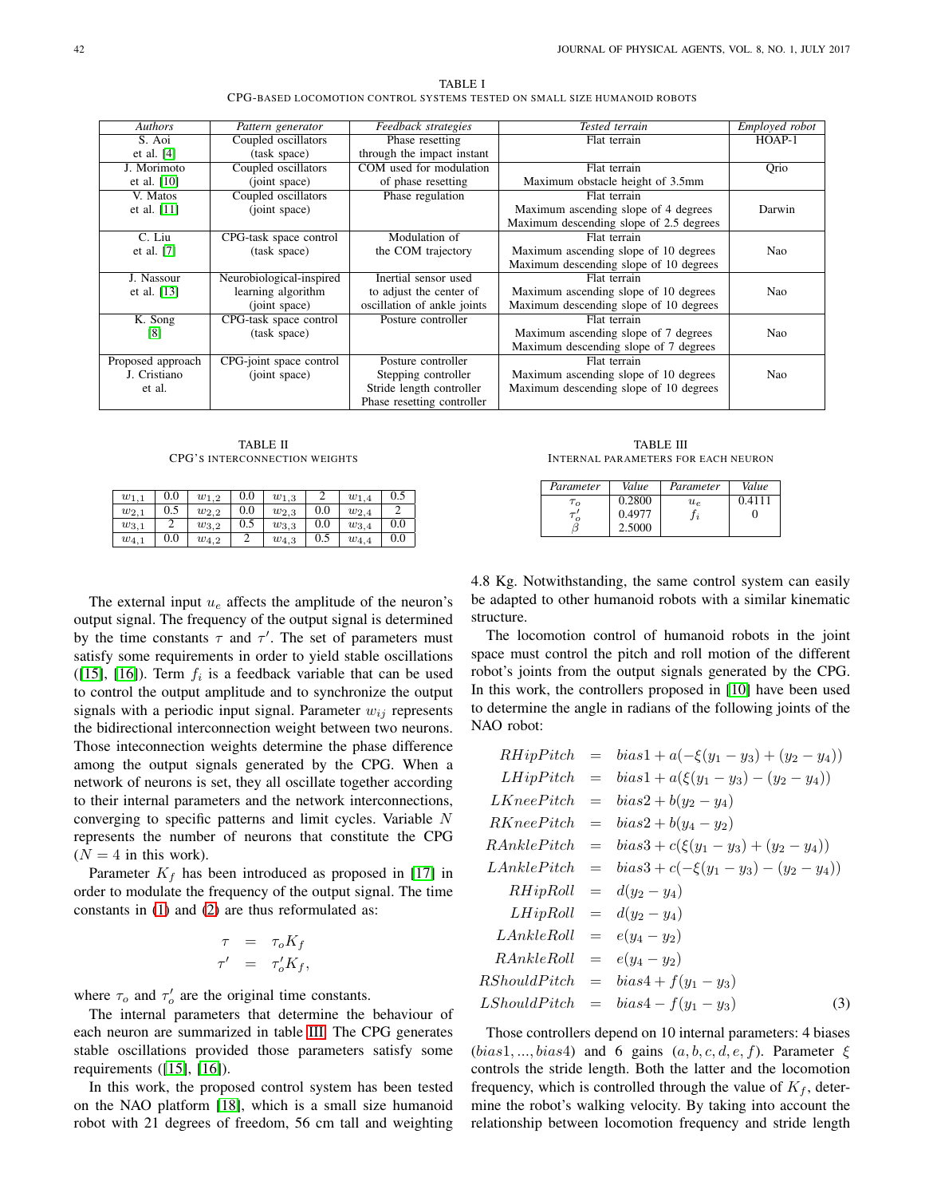TABLE I

CPG-BASED LOCOMOTION CONTROL SYSTEMS TESTED ON SMALL SIZE HUMANOID ROBOTS

| *Authors* | *Pattern generator* | *Feedback strategies* | *Tested terrain* | *Employed robot* |
|---|---|---|---|---|
| S. Aoi et al. [4] | Coupled oscillators (task space) | Phase resetting through the impact instant | Flat terrain | HOAP-1 |
| J. Morimoto et al. [10] | Coupled oscillators (joint space) | COM used for modulation of phase resetting | Flat terrain<br>Maximum obstacle height of 3.5mm | Qrio |
| V. Matos et al. [11] | Coupled oscillators (joint space) | Phase regulation | Flat terrain<br>Maximum ascending slope of 4 degrees<br>Maximum descending slope of 2.5 degrees | Darwin |
| C. Liu et al. [7] | CPG-task space control (task space) | Modulation of the COM trajectory | Flat terrain<br>Maximum ascending slope of 10 degrees<br>Maximum descending slope of 10 degrees | Nao |
| J. Nassour et al. [13] | Neurobiological-inspired learning algorithm (joint space) | Inertial sensor used to adjust the center of oscillation of ankle joints | Flat terrain<br>Maximum ascending slope of 10 degrees<br>Maximum descending slope of 10 degrees | Nao |
| K. Song [8] | CPG-task space control (task space) | Posture controller | Flat terrain<br>Maximum ascending slope of 7 degrees<br>Maximum descending slope of 7 degrees | Nao |
| Proposed approach J. Cristiano et al. | CPG-joint space control (joint space) | Posture controller<br>Stepping controller<br>Stride length controller<br>Phase resetting controller | Flat terrain<br>Maximum ascending slope of 10 degrees<br>Maximum descending slope of 10 degrees | Nao |

TABLE II

CPG'S INTERCONNECTION WEIGHTS

| | | | | | | | |
|---|---|---|---|---|---|---|---|
| $w_{1,1}$ | 0.0 | $w_{1,2}$ | 0.0 | $w_{1,3}$ | 2 | $w_{1,4}$ | 0.5 |
| $w_{2,1}$ | 0.5 | $w_{2,2}$ | 0.0 | $w_{2,3}$ | 0.0 | $w_{2,4}$ | 2 |
| $w_{3,1}$ | 2 | $w_{3,2}$ | 0.5 | $w_{3,3}$ | 0.0 | $w_{3,4}$ | 0.0 |
| $w_{4,1}$ | 0.0 | $w_{4,2}$ | 2 | $w_{4,3}$ | 0.5 | $w_{4,4}$ | 0.0 |

TABLE III

INTERNAL PARAMETERS FOR EACH NEURON

| *Parameter* | *Value* | *Parameter* | *Value* |
|---|---|---|---|
| $\tau_o$ | 0.2800 | $u_e$ | 0.4111 |
| $\tau'_o$ | 0.4977 | $f_i$ | 0 |
| $\beta$ | 2.5000 | | |

The external input $u_e$ affects the amplitude of the neuron's output signal. The frequency of the output signal is determined by the time constants $\tau$ and $\tau'$. The set of parameters must satisfy some requirements in order to yield stable oscillations ([15], [16]). Term $f_i$ is a feedback variable that can be used to control the output amplitude and to synchronize the output signals with a periodic input signal. Parameter $w_{ij}$ represents the bidirectional interconnection weight between two neurons. Those inteconnection weights determine the phase difference among the output signals generated by the CPG. When a network of neurons is set, they all oscillate together according to their internal parameters and the network interconnections, converging to specific patterns and limit cycles. Variable $N$ represents the number of neurons that constitute the CPG ($N = 4$ in this work).

Parameter $K_f$ has been introduced as proposed in [17] in order to modulate the frequency of the output signal. The time constants in (1) and (2) are thus reformulated as:

$$\begin{aligned}\tau &= \tau_o K_f \\ \tau' &= \tau'_o K_f,\end{aligned}$$

where $\tau_o$ and $\tau'_o$ are the original time constants.

The internal parameters that determine the behaviour of each neuron are summarized in table III. The CPG generates stable oscillations provided those parameters satisfy some requirements ([15], [16]).

In this work, the proposed control system has been tested on the NAO platform [18], which is a small size humanoid robot with 21 degrees of freedom, 56 cm tall and weighting 4.8 Kg. Notwithstanding, the same control system can easily be adapted to other humanoid robots with a similar kinematic structure.

The locomotion control of humanoid robots in the joint space must control the pitch and roll motion of the different robot's joints from the output signals generated by the CPG. In this work, the controllers proposed in [10] have been used to determine the angle in radians of the following joints of the NAO robot:

$$\begin{aligned}
RHipPitch &= bias1 + a(-\xi(y_1 - y_3) + (y_2 - y_4)) \\
LHipPitch &= bias1 + a(\xi(y_1 - y_3) - (y_2 - y_4)) \\
LKneePitch &= bias2 + b(y_2 - y_4) \\
RKneePitch &= bias2 + b(y_4 - y_2) \\
RAnklePitch &= bias3 + c(\xi(y_1 - y_3) + (y_2 - y_4)) \\
LAnklePitch &= bias3 + c(-\xi(y_1 - y_3) - (y_2 - y_4)) \\
RHipRoll &= d(y_2 - y_4) \\
LHipRoll &= d(y_2 - y_4) \\
LAnkleRoll &= e(y_4 - y_2) \\
RAnkleRoll &= e(y_4 - y_2) \\
RShouldPitch &= bias4 + f(y_1 - y_3) \\
LShouldPitch &= bias4 - f(y_1 - y_3) \qquad (3)
\end{aligned}$$

Those controllers depend on 10 internal parameters: 4 biases ($bias1, ..., bias4$) and 6 gains ($a, b, c, d, e, f$). Parameter $\xi$ controls the stride length. Both the latter and the locomotion frequency, which is controlled through the value of $K_f$, determine the robot's walking velocity. By taking into account the relationship between locomotion frequency and stride length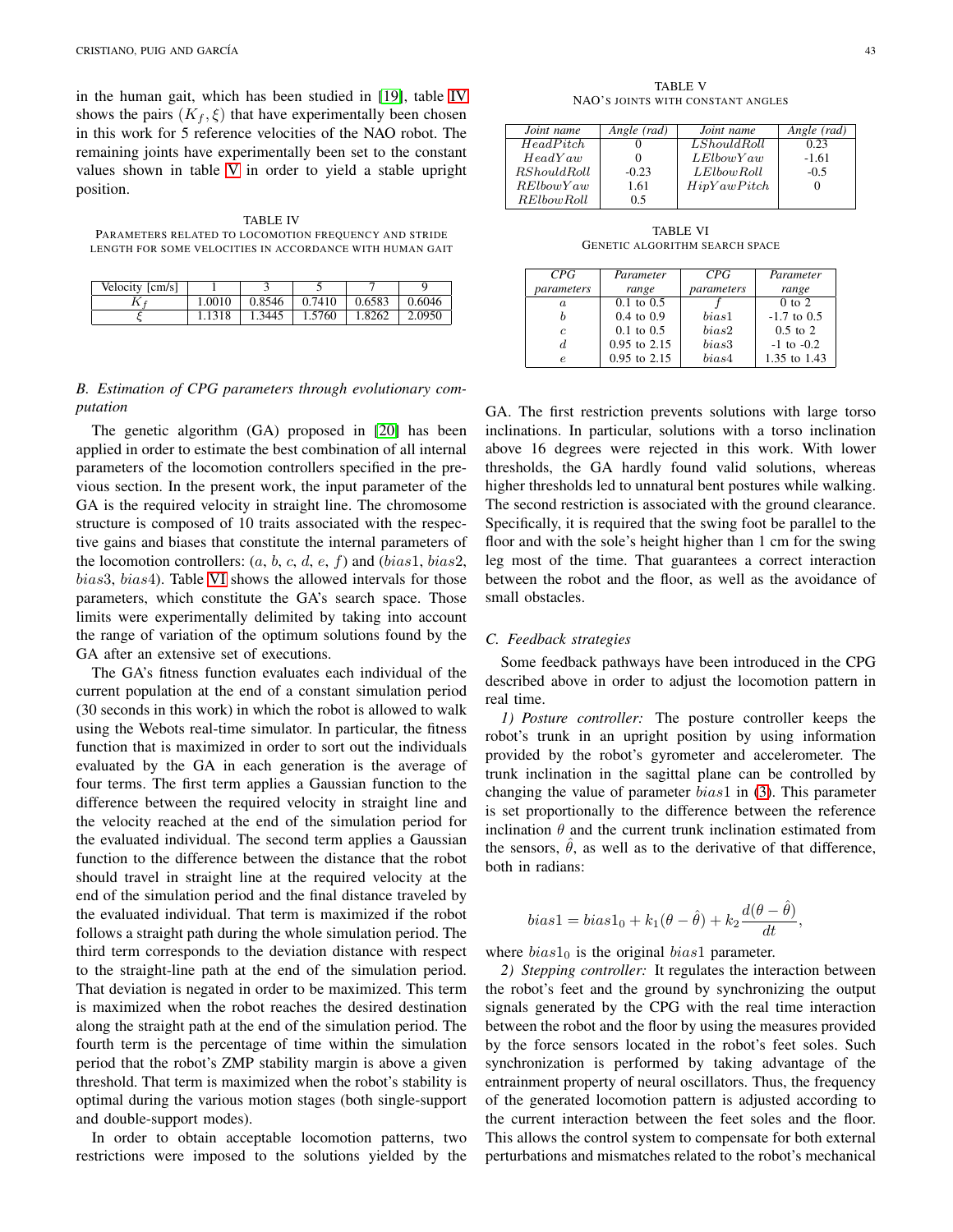in the human gait, which has been studied in [19], table IV shows the pairs $(K_f, \xi)$ that have experimentally been chosen in this work for 5 reference velocities of the NAO robot. The remaining joints have experimentally been set to the constant values shown in table V in order to yield a stable upright position.

TABLE IV
PARAMETERS RELATED TO LOCOMOTION FREQUENCY AND STRIDE LENGTH FOR SOME VELOCITIES IN ACCORDANCE WITH HUMAN GAIT

| Velocity [cm/s] | 1 | 3 | 5 | 7 | 9 |
|---|---|---|---|---|---|
| $K_f$ | 1.0010 | 0.8546 | 0.7410 | 0.6583 | 0.6046 |
| $\xi$ | 1.1318 | 1.3445 | 1.5760 | 1.8262 | 2.0950 |

### B. Estimation of CPG parameters through evolutionary computation

The genetic algorithm (GA) proposed in [20] has been applied in order to estimate the best combination of all internal parameters of the locomotion controllers specified in the previous section. In the present work, the input parameter of the GA is the required velocity in straight line. The chromosome structure is composed of 10 traits associated with the respective gains and biases that constitute the internal parameters of the locomotion controllers: ($a$, $b$, $c$, $d$, $e$, $f$) and ($bias1$, $bias2$, $bias3$, $bias4$). Table VI shows the allowed intervals for those parameters, which constitute the GA's search space. Those limits were experimentally delimited by taking into account the range of variation of the optimum solutions found by the GA after an extensive set of executions.

The GA's fitness function evaluates each individual of the current population at the end of a constant simulation period (30 seconds in this work) in which the robot is allowed to walk using the Webots real-time simulator. In particular, the fitness function that is maximized in order to sort out the individuals evaluated by the GA in each generation is the average of four terms. The first term applies a Gaussian function to the difference between the required velocity in straight line and the velocity reached at the end of the simulation period for the evaluated individual. The second term applies a Gaussian function to the difference between the distance that the robot should travel in straight line at the required velocity at the end of the simulation period and the final distance traveled by the evaluated individual. That term is maximized if the robot follows a straight path during the whole simulation period. The third term corresponds to the deviation distance with respect to the straight-line path at the end of the simulation period. That deviation is negated in order to be maximized. This term is maximized when the robot reaches the desired destination along the straight path at the end of the simulation period. The fourth term is the percentage of time within the simulation period that the robot's ZMP stability margin is above a given threshold. That term is maximized when the robot's stability is optimal during the various motion stages (both single-support and double-support modes).

In order to obtain acceptable locomotion patterns, two restrictions were imposed to the solutions yielded by the GA. The first restriction prevents solutions with large torso inclinations. In particular, solutions with a torso inclination above 16 degrees were rejected in this work. With lower thresholds, the GA hardly found valid solutions, whereas higher thresholds led to unnatural bent postures while walking. The second restriction is associated with the ground clearance. Specifically, it is required that the swing foot be parallel to the floor and with the sole's height higher than 1 cm for the swing leg most of the time. That guarantees a correct interaction between the robot and the floor, as well as the avoidance of small obstacles.

TABLE V
NAO'S JOINTS WITH CONSTANT ANGLES

| *Joint name* | *Angle (rad)* | *Joint name* | *Angle (rad)* |
|---|---|---|---|
| $HeadPitch$ | 0 | $LShouldRoll$ | 0.23 |
| $HeadYaw$ | 0 | $LElbowYaw$ | -1.61 |
| $RShouldRoll$ | -0.23 | $LElbowRoll$ | -0.5 |
| $RElbowYaw$ | 1.61 | $HipYawPitch$ | 0 |
| $RElbowRoll$ | 0.5 | | |

TABLE VI
GENETIC ALGORITHM SEARCH SPACE

| *CPG parameters* | *Parameter range* | *CPG parameters* | *Parameter range* |
|---|---|---|---|
| $a$ | 0.1 to 0.5 | $f$ | 0 to 2 |
| $b$ | 0.4 to 0.9 | $bias1$ | -1.7 to 0.5 |
| $c$ | 0.1 to 0.5 | $bias2$ | 0.5 to 2 |
| $d$ | 0.95 to 2.15 | $bias3$ | -1 to -0.2 |
| $e$ | 0.95 to 2.15 | $bias4$ | 1.35 to 1.43 |

### C. Feedback strategies

Some feedback pathways have been introduced in the CPG described above in order to adjust the locomotion pattern in real time.

*1) Posture controller:* The posture controller keeps the robot's trunk in an upright position by using information provided by the robot's gyrometer and accelerometer. The trunk inclination in the sagittal plane can be controlled by changing the value of parameter $bias1$ in (3). This parameter is set proportionally to the difference between the reference inclination $\theta$ and the current trunk inclination estimated from the sensors, $\hat{\theta}$, as well as to the derivative of that difference, both in radians:

$$bias1 = bias1_0 + k_1(\theta - \hat{\theta}) + k_2 \frac{d(\theta - \hat{\theta})}{dt},$$

where $bias1_0$ is the original $bias1$ parameter.

*2) Stepping controller:* It regulates the interaction between the robot's feet and the ground by synchronizing the output signals generated by the CPG with the real time interaction between the robot and the floor by using the measures provided by the force sensors located in the robot's feet soles. Such synchronization is performed by taking advantage of the entrainment property of neural oscillators. Thus, the frequency of the generated locomotion pattern is adjusted according to the current interaction between the feet soles and the floor. This allows the control system to compensate for both external perturbations and mismatches related to the robot's mechanical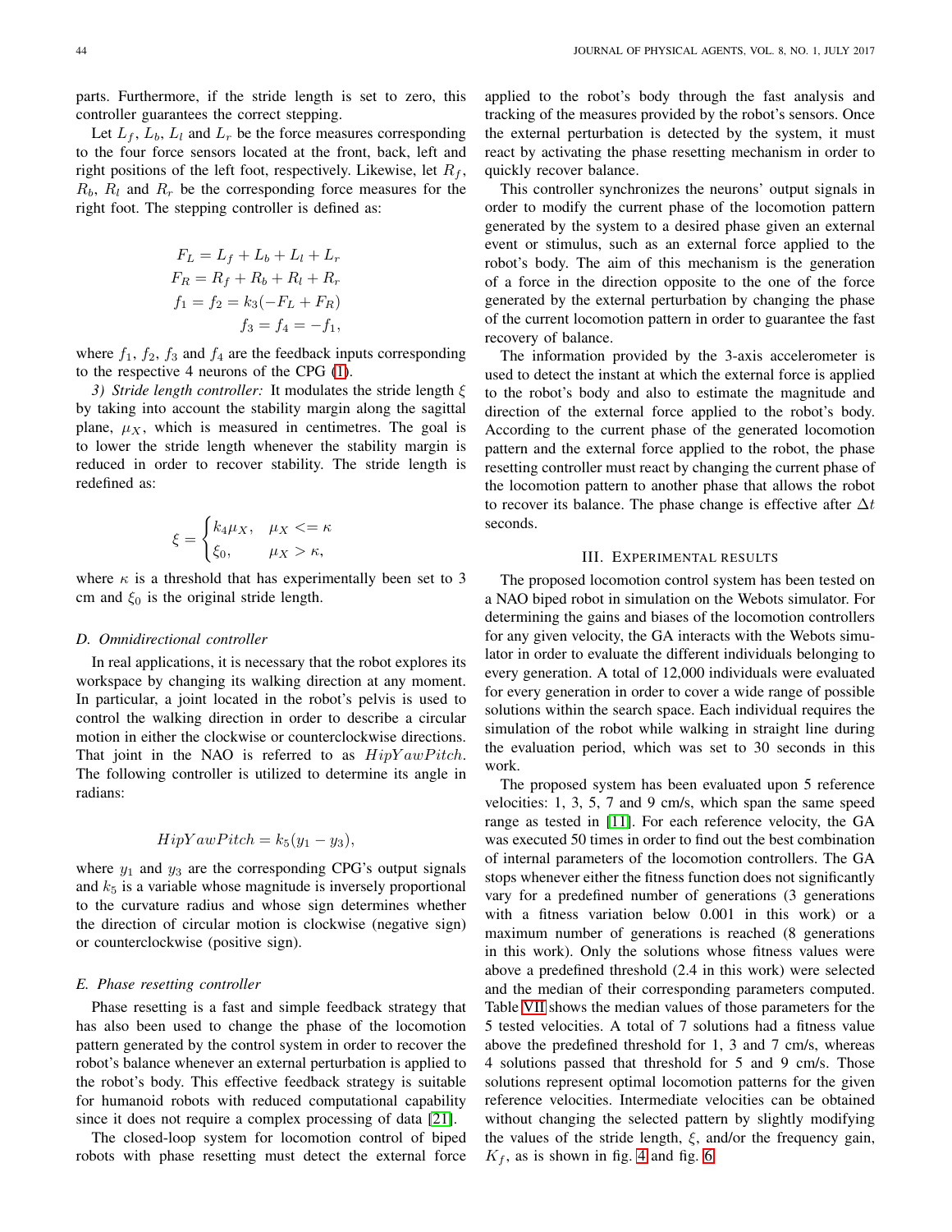parts. Furthermore, if the stride length is set to zero, this controller guarantees the correct stepping.

Let $L_f$, $L_b$, $L_l$ and $L_r$ be the force measures corresponding to the four force sensors located at the front, back, left and right positions of the left foot, respectively. Likewise, let $R_f$, $R_b$, $R_l$ and $R_r$ be the corresponding force measures for the right foot. The stepping controller is defined as:

$$
\begin{aligned}
F_L &= L_f + L_b + L_l + L_r \\
F_R &= R_f + R_b + R_l + R_r \\
f_1 = f_2 &= k_3(-F_L + F_R) \\
f_3 = f_4 &= -f_1,
\end{aligned}
$$

where $f_1$, $f_2$, $f_3$ and $f_4$ are the feedback inputs corresponding to the respective 4 neurons of the CPG (1).

*3) Stride length controller:* It modulates the stride length $\xi$ by taking into account the stability margin along the sagittal plane, $\mu_X$, which is measured in centimetres. The goal is to lower the stride length whenever the stability margin is reduced in order to recover stability. The stride length is redefined as:

$$
\xi = \begin{cases} k_4 \mu_X, & \mu_X <= \kappa \\ \xi_0, & \mu_X > \kappa, \end{cases}
$$

where $\kappa$ is a threshold that has experimentally been set to 3 cm and $\xi_0$ is the original stride length.

### D. Omnidirectional controller

In real applications, it is necessary that the robot explores its workspace by changing its walking direction at any moment. In particular, a joint located in the robot's pelvis is used to control the walking direction in order to describe a circular motion in either the clockwise or counterclockwise directions. That joint in the NAO is referred to as $HipYawPitch$. The following controller is utilized to determine its angle in radians:

$$
HipYawPitch = k_5(y_1 - y_3),
$$

where $y_1$ and $y_3$ are the corresponding CPG's output signals and $k_5$ is a variable whose magnitude is inversely proportional to the curvature radius and whose sign determines whether the direction of circular motion is clockwise (negative sign) or counterclockwise (positive sign).

### E. Phase resetting controller

Phase resetting is a fast and simple feedback strategy that has also been used to change the phase of the locomotion pattern generated by the control system in order to recover the robot's balance whenever an external perturbation is applied to the robot's body. This effective feedback strategy is suitable for humanoid robots with reduced computational capability since it does not require a complex processing of data [21].

The closed-loop system for locomotion control of biped robots with phase resetting must detect the external force applied to the robot's body through the fast analysis and tracking of the measures provided by the robot's sensors. Once the external perturbation is detected by the system, it must react by activating the phase resetting mechanism in order to quickly recover balance.

This controller synchronizes the neurons' output signals in order to modify the current phase of the locomotion pattern generated by the system to a desired phase given an external event or stimulus, such as an external force applied to the robot's body. The aim of this mechanism is the generation of a force in the direction opposite to the one of the force generated by the external perturbation by changing the phase of the current locomotion pattern in order to guarantee the fast recovery of balance.

The information provided by the 3-axis accelerometer is used to detect the instant at which the external force is applied to the robot's body and also to estimate the magnitude and direction of the external force applied to the robot's body. According to the current phase of the generated locomotion pattern and the external force applied to the robot, the phase resetting controller must react by changing the current phase of the locomotion pattern to another phase that allows the robot to recover its balance. The phase change is effective after $\Delta t$ seconds.

## III. Experimental results

The proposed locomotion control system has been tested on a NAO biped robot in simulation on the Webots simulator. For determining the gains and biases of the locomotion controllers for any given velocity, the GA interacts with the Webots simulator in order to evaluate the different individuals belonging to every generation. A total of 12,000 individuals were evaluated for every generation in order to cover a wide range of possible solutions within the search space. Each individual requires the simulation of the robot while walking in straight line during the evaluation period, which was set to 30 seconds in this work.

The proposed system has been evaluated upon 5 reference velocities: 1, 3, 5, 7 and 9 cm/s, which span the same speed range as tested in [11]. For each reference velocity, the GA was executed 50 times in order to find out the best combination of internal parameters of the locomotion controllers. The GA stops whenever either the fitness function does not significantly vary for a predefined number of generations (3 generations with a fitness variation below 0.001 in this work) or a maximum number of generations is reached (8 generations in this work). Only the solutions whose fitness values were above a predefined threshold (2.4 in this work) were selected and the median of their corresponding parameters computed. Table VII shows the median values of those parameters for the 5 tested velocities. A total of 7 solutions had a fitness value above the predefined threshold for 1, 3 and 7 cm/s, whereas 4 solutions passed that threshold for 5 and 9 cm/s. Those solutions represent optimal locomotion patterns for the given reference velocities. Intermediate velocities can be obtained without changing the selected pattern by slightly modifying the values of the stride length, $\xi$, and/or the frequency gain, $K_f$, as is shown in fig. 4 and fig. 6.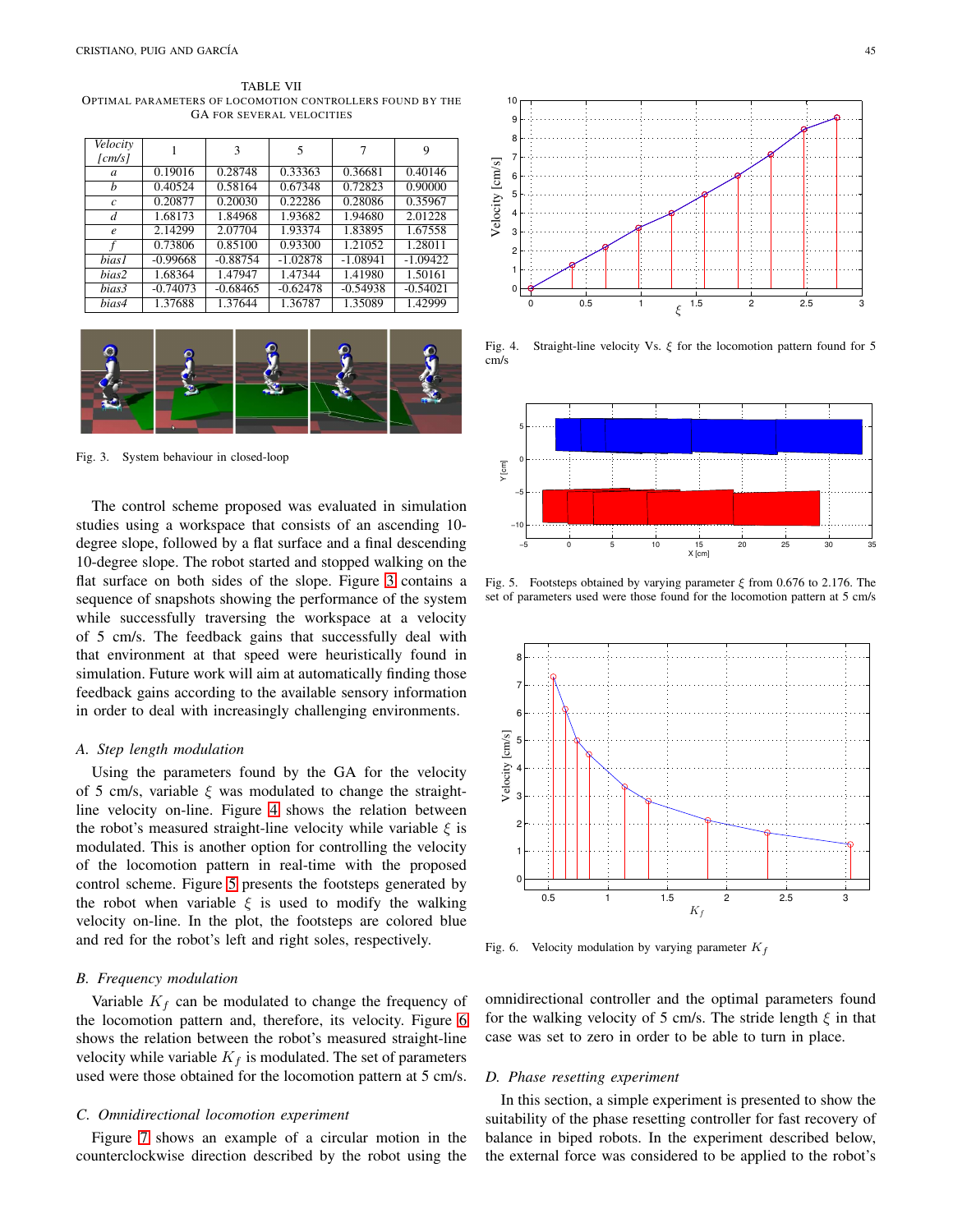TABLE VII
OPTIMAL PARAMETERS OF LOCOMOTION CONTROLLERS FOUND BY THE GA FOR SEVERAL VELOCITIES

| *Velocity [cm/s]* | 1 | 3 | 5 | 7 | 9 |
|---|---|---|---|---|---|
| *a* | 0.19016 | 0.28748 | 0.33363 | 0.36681 | 0.40146 |
| *b* | 0.40524 | 0.58164 | 0.67348 | 0.72823 | 0.90000 |
| *c* | 0.20877 | 0.20030 | 0.22286 | 0.28086 | 0.35967 |
| *d* | 1.68173 | 1.84968 | 1.93682 | 1.94680 | 2.01228 |
| *e* | 2.14299 | 2.07704 | 1.93374 | 1.83895 | 1.67558 |
| *f* | 0.73806 | 0.85100 | 0.93300 | 1.21052 | 1.28011 |
| *bias1* | -0.99668 | -0.88754 | -1.02878 | -1.08941 | -1.09422 |
| *bias2* | 1.68364 | 1.47947 | 1.47344 | 1.41980 | 1.50161 |
| *bias3* | -0.74073 | -0.68465 | -0.62478 | -0.54938 | -0.54021 |
| *bias4* | 1.37688 | 1.37644 | 1.36787 | 1.35089 | 1.42999 |

Fig. 3. System behaviour in closed-loop

The control scheme proposed was evaluated in simulation studies using a workspace that consists of an ascending 10-degree slope, followed by a flat surface and a final descending 10-degree slope. The robot started and stopped walking on the flat surface on both sides of the slope. Figure 3 contains a sequence of snapshots showing the performance of the system while successfully traversing the workspace at a velocity of 5 cm/s. The feedback gains that successfully deal with that environment at that speed were heuristically found in simulation. Future work will aim at automatically finding those feedback gains according to the available sensory information in order to deal with increasingly challenging environments.

### *A. Step length modulation*

Using the parameters found by the GA for the velocity of 5 cm/s, variable $\xi$ was modulated to change the straight-line velocity on-line. Figure 4 shows the relation between the robot's measured straight-line velocity while variable $\xi$ is modulated. This is another option for controlling the velocity of the locomotion pattern in real-time with the proposed control scheme. Figure 5 presents the footsteps generated by the robot when variable $\xi$ is used to modify the walking velocity on-line. In the plot, the footsteps are colored blue and red for the robot's left and right soles, respectively.

### *B. Frequency modulation*

Variable $K_f$ can be modulated to change the frequency of the locomotion pattern and, therefore, its velocity. Figure 6 shows the relation between the robot's measured straight-line velocity while variable $K_f$ is modulated. The set of parameters used were those obtained for the locomotion pattern at 5 cm/s.

### *C. Omnidirectional locomotion experiment*

Figure 7 shows an example of a circular motion in the counterclockwise direction described by the robot using the omnidirectional controller and the optimal parameters found for the walking velocity of 5 cm/s. The stride length $\xi$ in that case was set to zero in order to be able to turn in place.

Fig. 4. Straight-line velocity Vs. $\xi$ for the locomotion pattern found for 5 cm/s

Fig. 5. Footsteps obtained by varying parameter $\xi$ from 0.676 to 2.176. The set of parameters used were those found for the locomotion pattern at 5 cm/s

Fig. 6. Velocity modulation by varying parameter $K_f$

### *D. Phase resetting experiment*

In this section, a simple experiment is presented to show the suitability of the phase resetting controller for fast recovery of balance in biped robots. In the experiment described below, the external force was considered to be applied to the robot's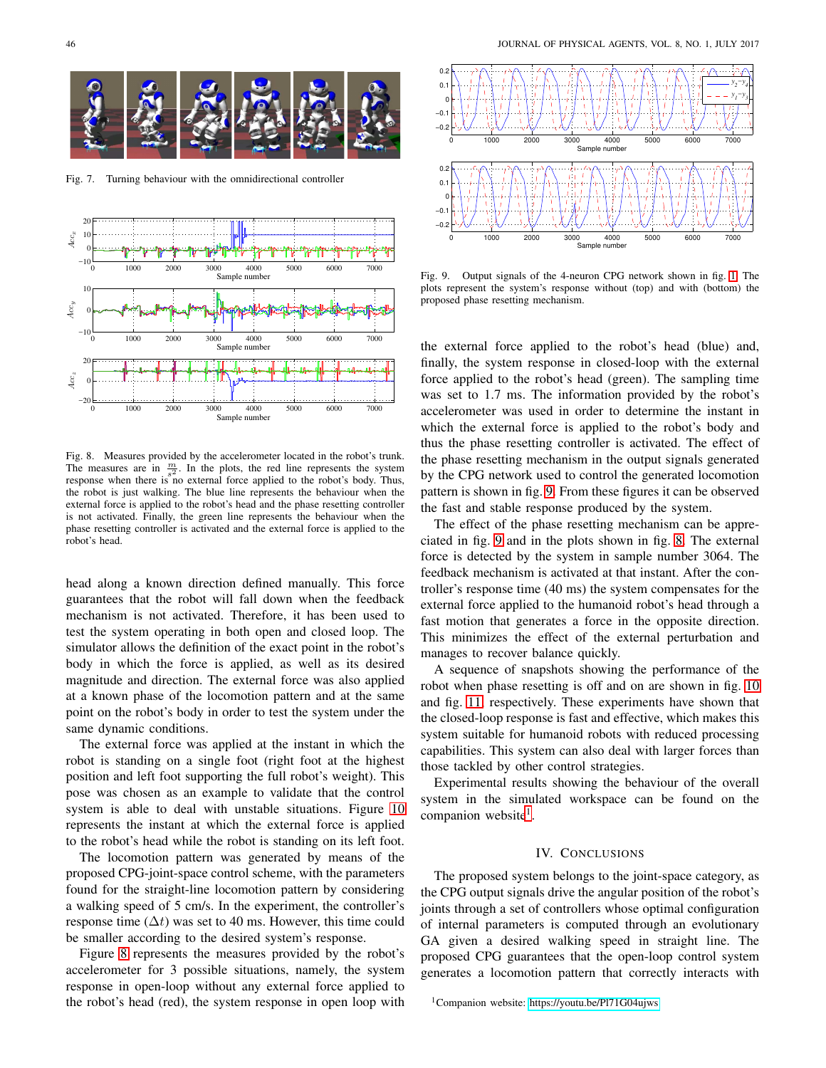Fig. 7. Turning behaviour with the omnidirectional controller

Fig. 8. Measures provided by the accelerometer located in the robot's trunk. The measures are in $\frac{m}{s^2}$. In the plots, the red line represents the system response when there is no external force applied to the robot's body. Thus, the robot is just walking. The blue line represents the behaviour when the external force is applied to the robot's head and the phase resetting controller is not activated. Finally, the green line represents the behaviour when the phase resetting controller is activated and the external force is applied to the robot's head.

head along a known direction defined manually. This force guarantees that the robot will fall down when the feedback mechanism is not activated. Therefore, it has been used to test the system operating in both open and closed loop. The simulator allows the definition of the exact point in the robot's body in which the force is applied, as well as its desired magnitude and direction. The external force was also applied at a known phase of the locomotion pattern and at the same point on the robot's body in order to test the system under the same dynamic conditions.

The external force was applied at the instant in which the robot is standing on a single foot (right foot at the highest position and left foot supporting the full robot's weight). This pose was chosen as an example to validate that the control system is able to deal with unstable situations. Figure 10 represents the instant at which the external force is applied to the robot's head while the robot is standing on its left foot.

The locomotion pattern was generated by means of the proposed CPG-joint-space control scheme, with the parameters found for the straight-line locomotion pattern by considering a walking speed of 5 cm/s. In the experiment, the controller's response time ($\Delta t$) was set to 40 ms. However, this time could be smaller according to the desired system's response.

Figure 8 represents the measures provided by the robot's accelerometer for 3 possible situations, namely, the system response in open-loop without any external force applied to the robot's head (red), the system response in open loop with the external force applied to the robot's head (blue) and, finally, the system response in closed-loop with the external force applied to the robot's head (green). The sampling time was set to 1.7 ms. The information provided by the robot's accelerometer was used in order to determine the instant in which the external force is applied to the robot's body and thus the phase resetting controller is activated. The effect of the phase resetting mechanism in the output signals generated by the CPG network used to control the generated locomotion pattern is shown in fig. 9. From these figures it can be observed the fast and stable response produced by the system.

Fig. 9. Output signals of the 4-neuron CPG network shown in fig. 1. The plots represent the system's response without (top) and with (bottom) the proposed phase resetting mechanism.

The effect of the phase resetting mechanism can be appreciated in fig. 9 and in the plots shown in fig. 8. The external force is detected by the system in sample number 3064. The feedback mechanism is activated at that instant. After the controller's response time (40 ms) the system compensates for the external force applied to the humanoid robot's head through a fast motion that generates a force in the opposite direction. This minimizes the effect of the external perturbation and manages to recover balance quickly.

A sequence of snapshots showing the performance of the robot when phase resetting is off and on are shown in fig. 10 and fig. 11, respectively. These experiments have shown that the closed-loop response is fast and effective, which makes this system suitable for humanoid robots with reduced processing capabilities. This system can also deal with larger forces than those tackled by other control strategies.

Experimental results showing the behaviour of the overall system in the simulated workspace can be found on the companion website[1].

## IV. Conclusions

The proposed system belongs to the joint-space category, as the CPG output signals drive the angular position of the robot's joints through a set of controllers whose optimal configuration of internal parameters is computed through an evolutionary GA given a desired walking speed in straight line. The proposed CPG guarantees that the open-loop control system generates a locomotion pattern that correctly interacts with

[1] Companion website: https://youtu.be/Pl71G04ujws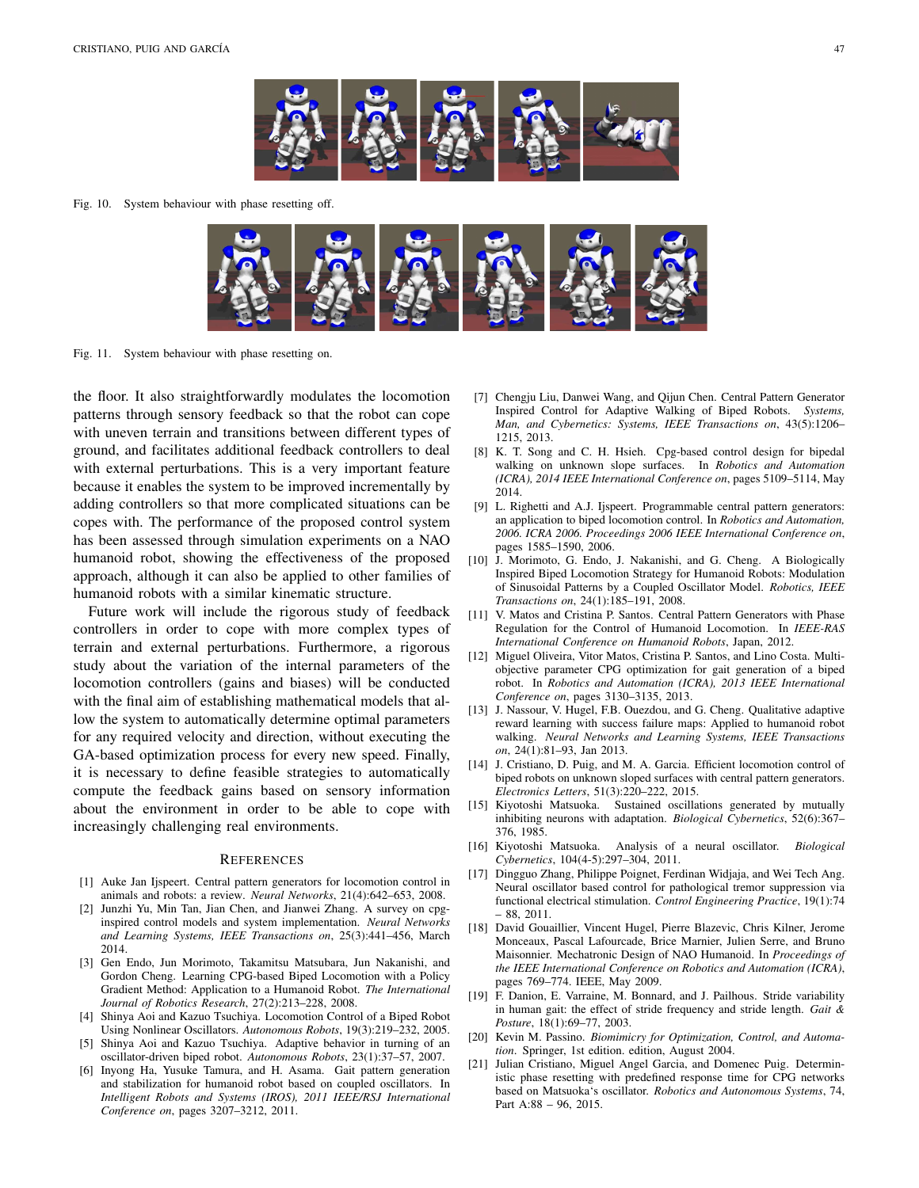Fig. 10. System behaviour with phase resetting off.

Fig. 11. System behaviour with phase resetting on.

the floor. It also straightforwardly modulates the locomotion patterns through sensory feedback so that the robot can cope with uneven terrain and transitions between different types of ground, and facilitates additional feedback controllers to deal with external perturbations. This is a very important feature because it enables the system to be improved incrementally by adding controllers so that more complicated situations can be copes with. The performance of the proposed control system has been assessed through simulation experiments on a NAO humanoid robot, showing the effectiveness of the proposed approach, although it can also be applied to other families of humanoid robots with a similar kinematic structure.

Future work will include the rigorous study of feedback controllers in order to cope with more complex types of terrain and external perturbations. Furthermore, a rigorous study about the variation of the internal parameters of the locomotion controllers (gains and biases) will be conducted with the final aim of establishing mathematical models that allow the system to automatically determine optimal parameters for any required velocity and direction, without executing the GA-based optimization process for every new speed. Finally, it is necessary to define feasible strategies to automatically compute the feedback gains based on sensory information about the environment in order to be able to cope with increasingly challenging real environments.

## References

[1] Auke Jan Ijspeert. Central pattern generators for locomotion control in animals and robots: a review. *Neural Networks*, 21(4):642–653, 2008.

[2] Junzhi Yu, Min Tan, Jian Chen, and Jianwei Zhang. A survey on cpg-inspired control models and system implementation. *Neural Networks and Learning Systems, IEEE Transactions on*, 25(3):441–456, March 2014.

[3] Gen Endo, Jun Morimoto, Takamitsu Matsubara, Jun Nakanishi, and Gordon Cheng. Learning CPG-based Biped Locomotion with a Policy Gradient Method: Application to a Humanoid Robot. *The International Journal of Robotics Research*, 27(2):213–228, 2008.

[4] Shinya Aoi and Kazuo Tsuchiya. Locomotion Control of a Biped Robot Using Nonlinear Oscillators. *Autonomous Robots*, 19(3):219–232, 2005.

[5] Shinya Aoi and Kazuo Tsuchiya. Adaptive behavior in turning of an oscillator-driven biped robot. *Autonomous Robots*, 23(1):37–57, 2007.

[6] Inyong Ha, Yusuke Tamura, and H. Asama. Gait pattern generation and stabilization for humanoid robot based on coupled oscillators. In *Intelligent Robots and Systems (IROS), 2011 IEEE/RSJ International Conference on*, pages 3207–3212, 2011.

[7] Chengju Liu, Danwei Wang, and Qijun Chen. Central Pattern Generator Inspired Control for Adaptive Walking of Biped Robots. *Systems, Man, and Cybernetics: Systems, IEEE Transactions on*, 43(5):1206–1215, 2013.

[8] K. T. Song and C. H. Hsieh. Cpg-based control design for bipedal walking on unknown slope surfaces. In *Robotics and Automation (ICRA), 2014 IEEE International Conference on*, pages 5109–5114, May 2014.

[9] L. Righetti and A.J. Ijspeert. Programmable central pattern generators: an application to biped locomotion control. In *Robotics and Automation, 2006. ICRA 2006. Proceedings 2006 IEEE International Conference on*, pages 1585–1590, 2006.

[10] J. Morimoto, G. Endo, J. Nakanishi, and G. Cheng. A Biologically Inspired Biped Locomotion Strategy for Humanoid Robots: Modulation of Sinusoidal Patterns by a Coupled Oscillator Model. *Robotics, IEEE Transactions on*, 24(1):185–191, 2008.

[11] V. Matos and Cristina P. Santos. Central Pattern Generators with Phase Regulation for the Control of Humanoid Locomotion. In *IEEE-RAS International Conference on Humanoid Robots*, Japan, 2012.

[12] Miguel Oliveira, Vitor Matos, Cristina P. Santos, and Lino Costa. Multi-objective parameter CPG optimization for gait generation of a biped robot. In *Robotics and Automation (ICRA), 2013 IEEE International Conference on*, pages 3130–3135, 2013.

[13] J. Nassour, V. Hugel, F.B. Ouezdou, and G. Cheng. Qualitative adaptive reward learning with success failure maps: Applied to humanoid robot walking. *Neural Networks and Learning Systems, IEEE Transactions on*, 24(1):81–93, Jan 2013.

[14] J. Cristiano, D. Puig, and M. A. Garcia. Efficient locomotion control of biped robots on unknown sloped surfaces with central pattern generators. *Electronics Letters*, 51(3):220–222, 2015.

[15] Kiyotoshi Matsuoka. Sustained oscillations generated by mutually inhibiting neurons with adaptation. *Biological Cybernetics*, 52(6):367–376, 1985.

[16] Kiyotoshi Matsuoka. Analysis of a neural oscillator. *Biological Cybernetics*, 104(4-5):297–304, 2011.

[17] Dingguo Zhang, Philippe Poignet, Ferdinan Widjaja, and Wei Tech Ang. Neural oscillator based control for pathological tremor suppression via functional electrical stimulation. *Control Engineering Practice*, 19(1):74 – 88, 2011.

[18] David Gouaillier, Vincent Hugel, Pierre Blazevic, Chris Kilner, Jerome Monceaux, Pascal Lafourcade, Brice Marnier, Julien Serre, and Bruno Maisonnier. Mechatronic Design of NAO Humanoid. In *Proceedings of the IEEE International Conference on Robotics and Automation (ICRA)*, pages 769–774. IEEE, May 2009.

[19] F. Danion, E. Varraine, M. Bonnard, and J. Pailhous. Stride variability in human gait: the effect of stride frequency and stride length. *Gait & Posture*, 18(1):69–77, 2003.

[20] Kevin M. Passino. *Biomimicry for Optimization, Control, and Automation*. Springer, 1st edition. edition, August 2004.

[21] Julian Cristiano, Miguel Angel Garcia, and Domenec Puig. Deterministic phase resetting with predefined response time for CPG networks based on Matsuoka's oscillator. *Robotics and Autonomous Systems*, 74, Part A:88 – 96, 2015.